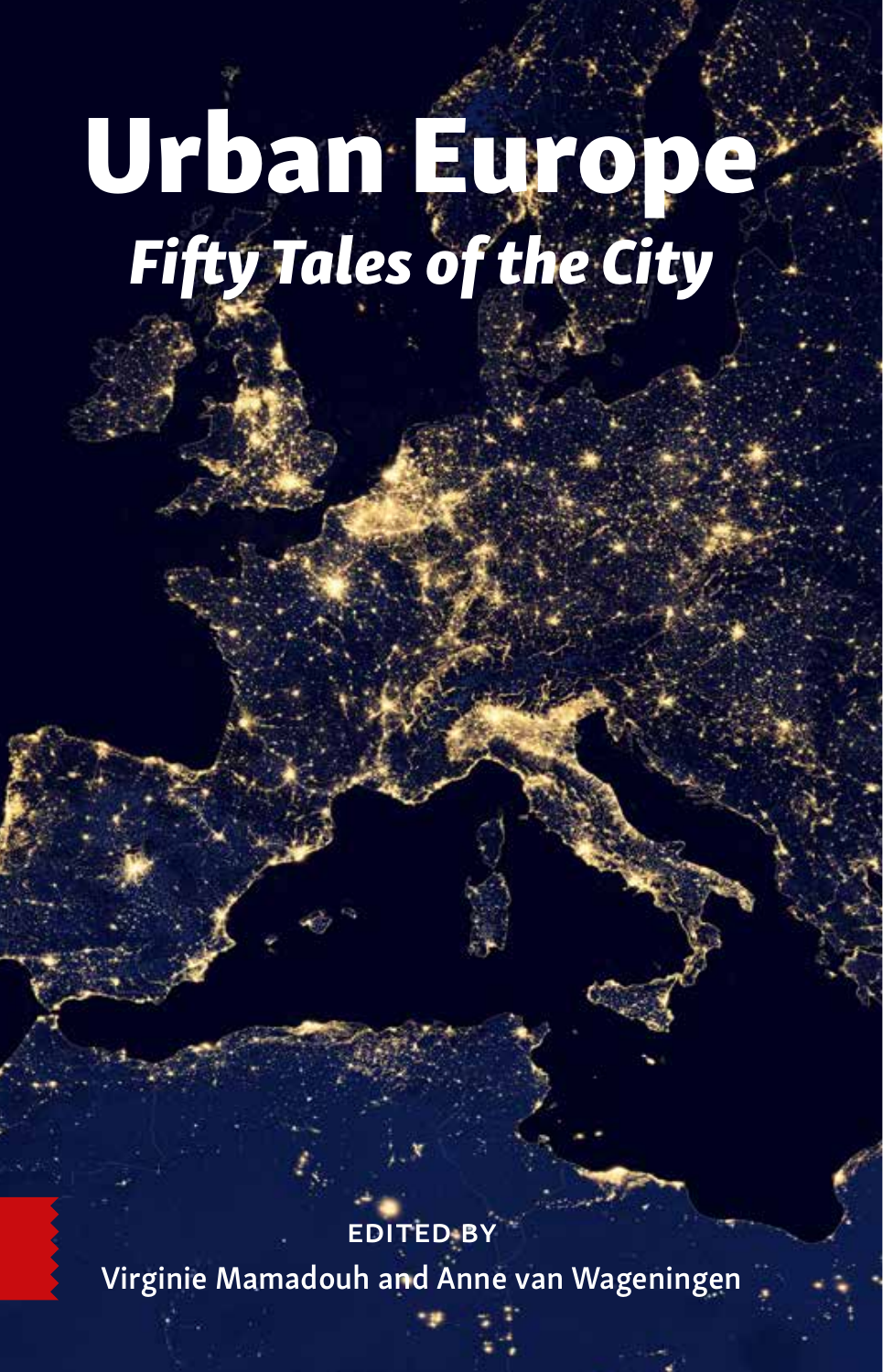# Urban Europe

## *Fifty Tales of the City*

EDITED BY

Virginie Mamadouh and Anne van Wageningen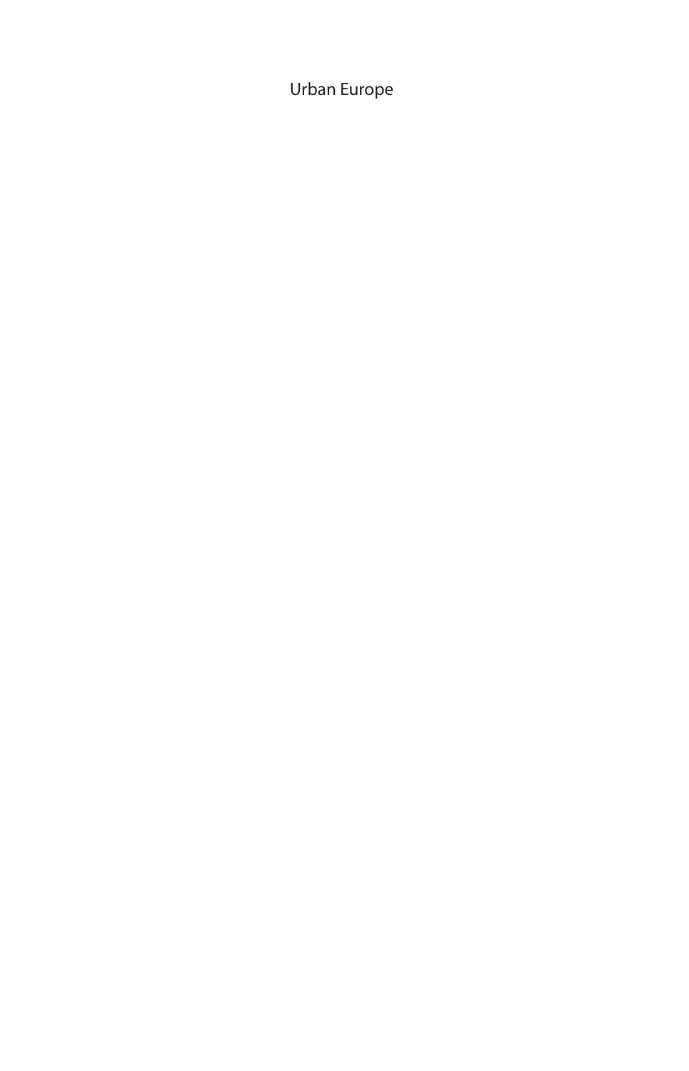Urban Europe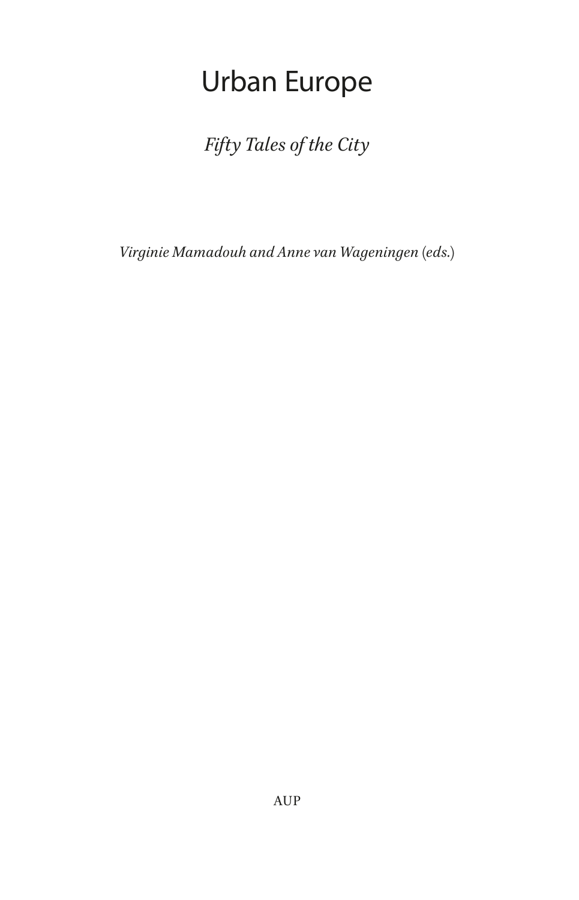# Urban Europe

*Fifty Tales of the City*

*Virginie Mamadouh and Anne van Wageningen (eds.)*

AUP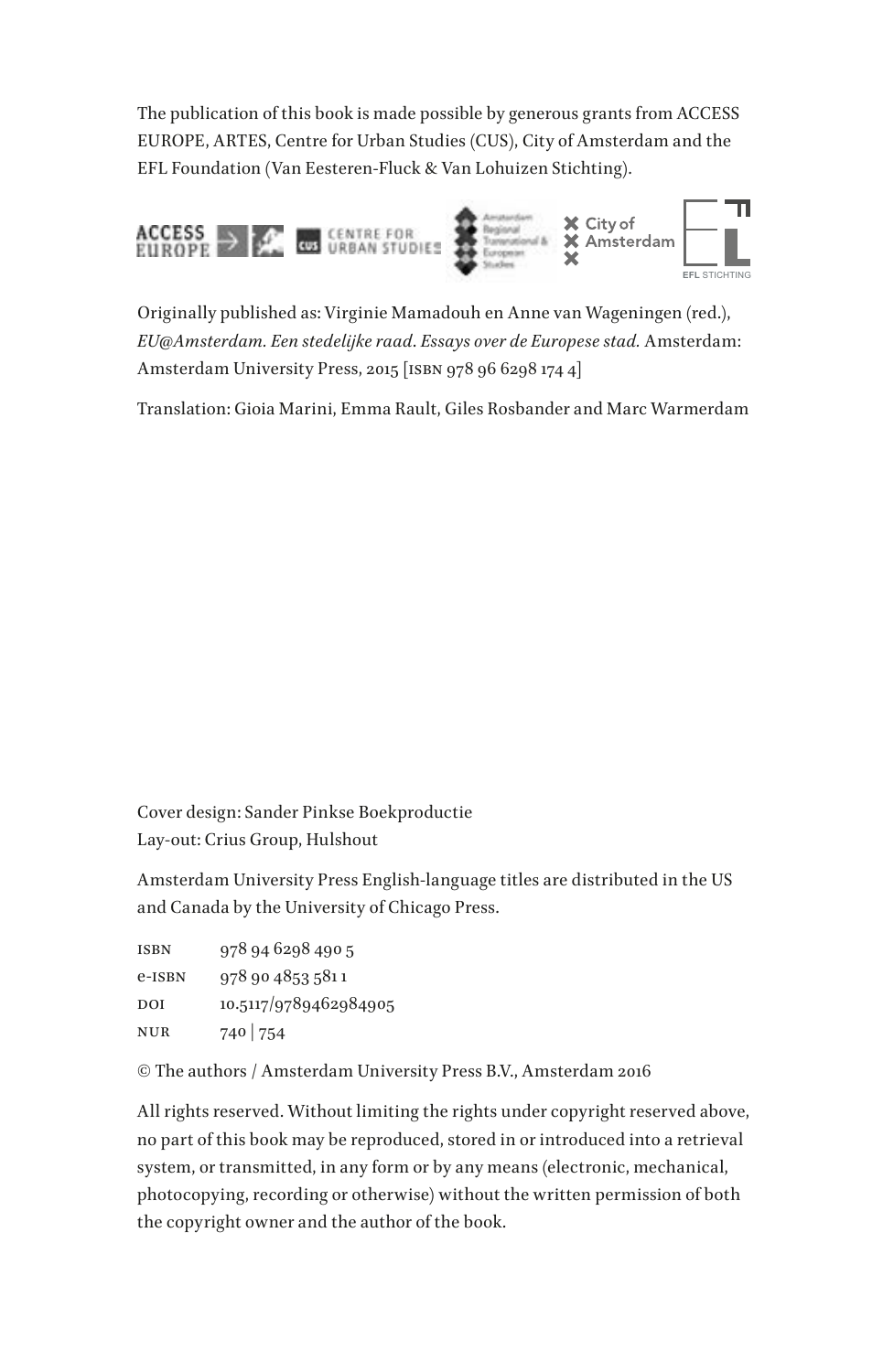The publication of this book is made possible by generous grants from ACCESS EUROPE, ARTES, Centre for Urban Studies (CUS), City of Amsterdam and the EFL Foundation (Van Eesteren-Fluck & Van Lohuizen Stichting).

Originally published as: Virginie Mamadouh en Anne van Wageningen (red.), *EU@Amsterdam. Een stedelijke raad. Essays over de Europese stad.* Amsterdam: Amsterdam University Press, 2015 [ISBN 978 96 6298 174 4]

Translation: Gioia Marini, Emma Rault, Giles Rosbander and Marc Warmerdam

Cover design: Sander Pinkse Boekproductie
Lay-out: Crius Group, Hulshout

Amsterdam University Press English-language titles are distributed in the US and Canada by the University of Chicago Press.

ISBN 978 94 6298 490 5
e-ISBN 978 90 4853 581 1
DOI 10.5117/9789462984905
NUR 740 | 754

© The authors / Amsterdam University Press B.V., Amsterdam 2016

All rights reserved. Without limiting the rights under copyright reserved above, no part of this book may be reproduced, stored in or introduced into a retrieval system, or transmitted, in any form or by any means (electronic, mechanical, photocopying, recording or otherwise) without the written permission of both the copyright owner and the author of the book.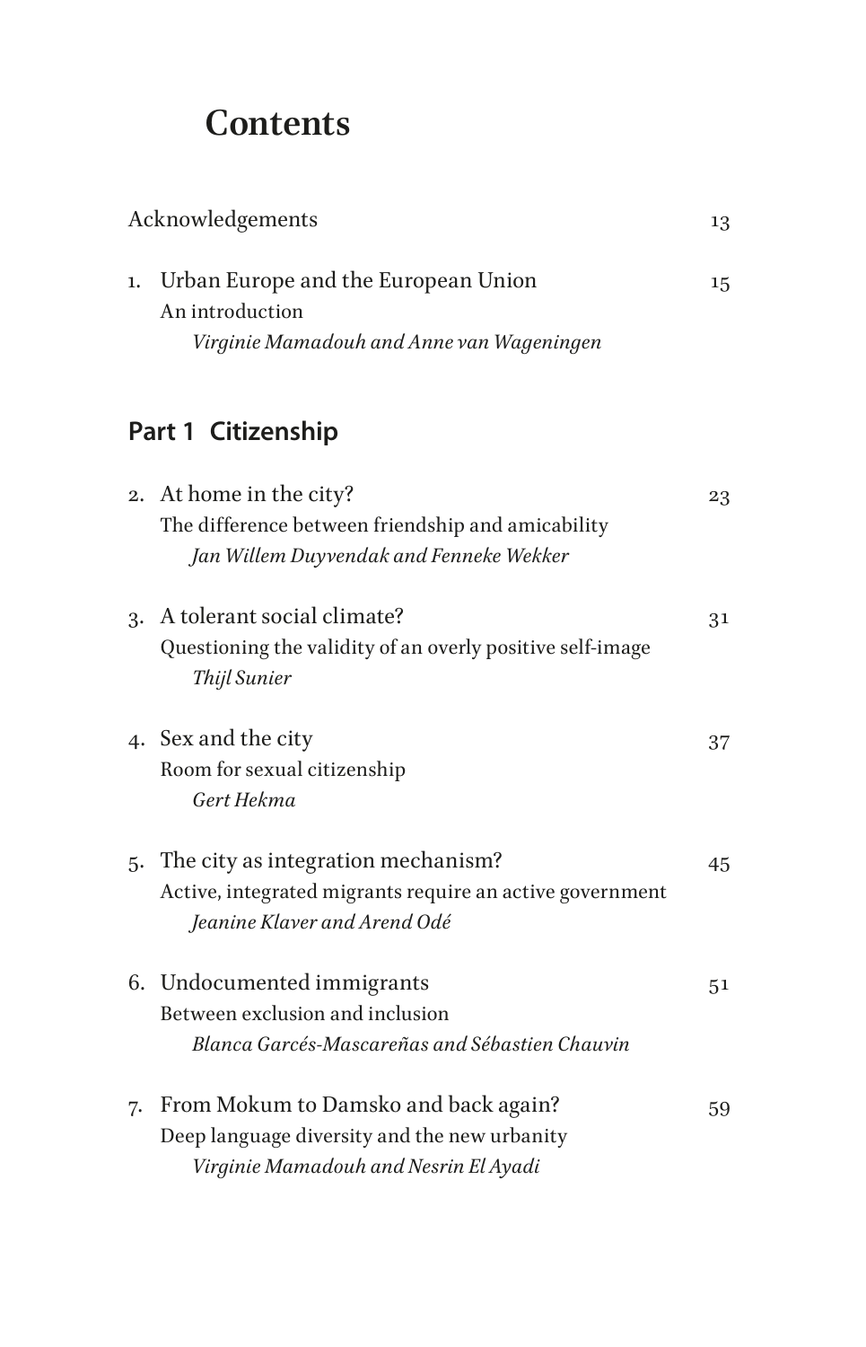# Contents

Acknowledgements 13

1. Urban Europe and the European Union 15
   An introduction
   *Virginie Mamadouh and Anne van Wageningen*

## Part 1 Citizenship

2. At home in the city? 23
   The difference between friendship and amicability
   *Jan Willem Duyvendak and Fenneke Wekker*

3. A tolerant social climate? 31
   Questioning the validity of an overly positive self-image
   *Thijl Sunier*

4. Sex and the city 37
   Room for sexual citizenship
   *Gert Hekma*

5. The city as integration mechanism? 45
   Active, integrated migrants require an active government
   *Jeanine Klaver and Arend Odé*

6. Undocumented immigrants 51
   Between exclusion and inclusion
   *Blanca Garcés-Mascareñas and Sébastien Chauvin*

7. From Mokum to Damsko and back again? 59
   Deep language diversity and the new urbanity
   *Virginie Mamadouh and Nesrin El Ayadi*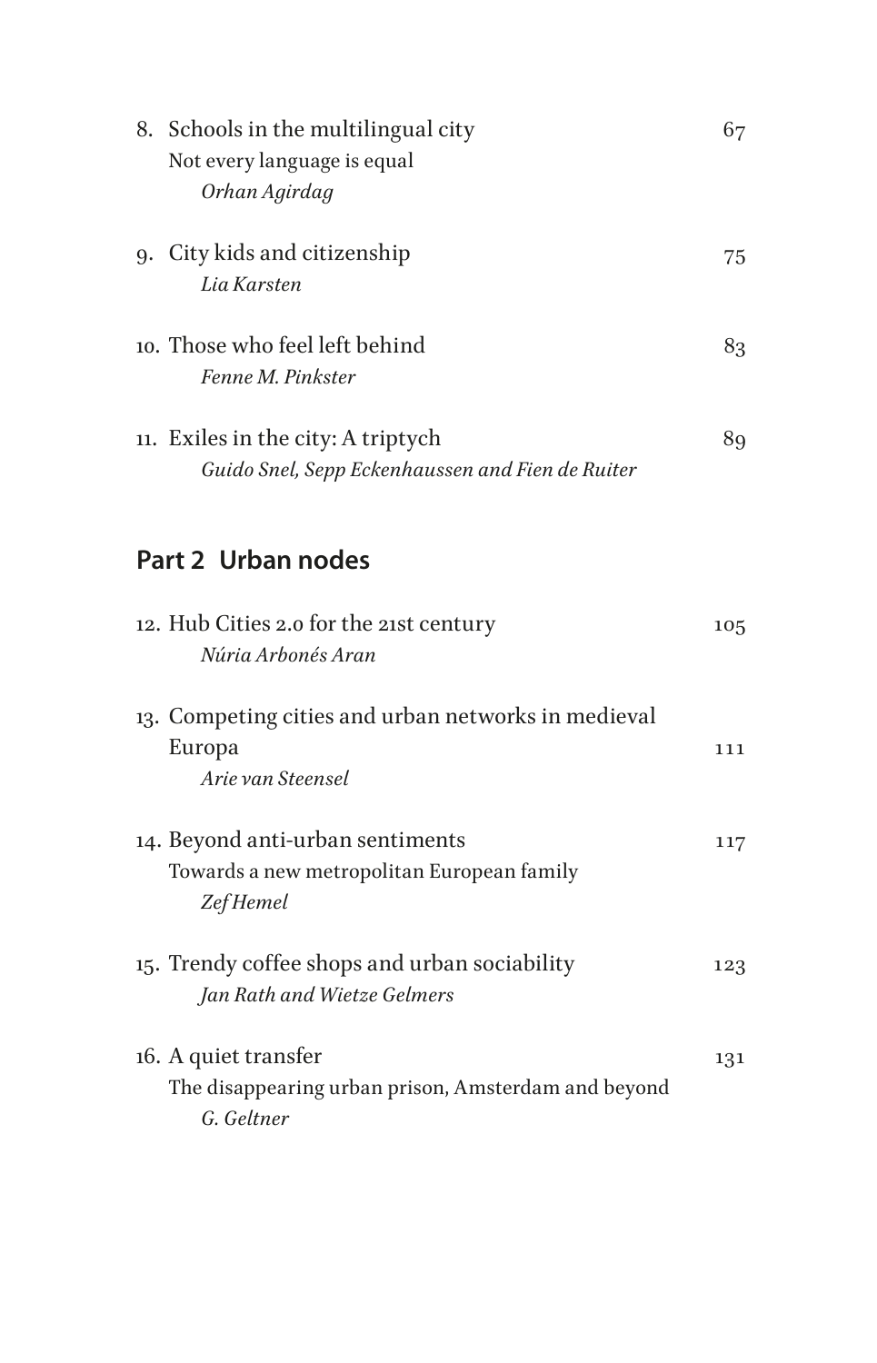8. Schools in the multilingual city — 67
   Not every language is equal
   *Orhan Agirdag*

9. City kids and citizenship — 75
   *Lia Karsten*

10. Those who feel left behind — 83
    *Fenne M. Pinkster*

11. Exiles in the city: A triptych — 89
    *Guido Snel, Sepp Eckenhaussen and Fien de Ruiter*

## Part 2 Urban nodes

12. Hub Cities 2.0 for the 21st century — 105
    *Núria Arbonés Aran*

13. Competing cities and urban networks in medieval Europa — 111
    *Arie van Steensel*

14. Beyond anti-urban sentiments — 117
    Towards a new metropolitan European family
    *Zef Hemel*

15. Trendy coffee shops and urban sociability — 123
    *Jan Rath and Wietze Gelmers*

16. A quiet transfer — 131
    The disappearing urban prison, Amsterdam and beyond
    *G. Geltner*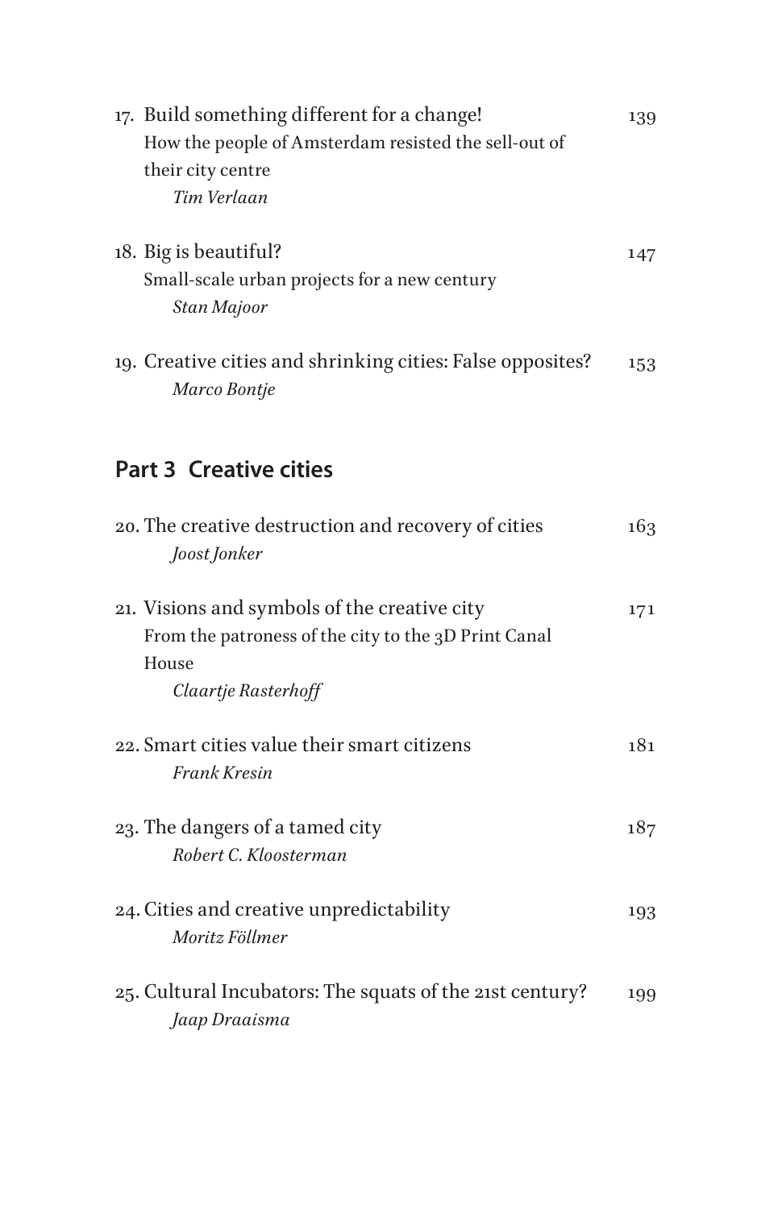17. Build something different for a change! 139
    How the people of Amsterdam resisted the sell-out of their city centre
    *Tim Verlaan*

18. Big is beautiful? 147
    Small-scale urban projects for a new century
    *Stan Majoor*

19. Creative cities and shrinking cities: False opposites? 153
    *Marco Bontje*

## Part 3 Creative cities

20. The creative destruction and recovery of cities 163
    *Joost Jonker*

21. Visions and symbols of the creative city 171
    From the patroness of the city to the 3D Print Canal House
    *Claartje Rasterhoff*

22. Smart cities value their smart citizens 181
    *Frank Kresin*

23. The dangers of a tamed city 187
    *Robert C. Kloosterman*

24. Cities and creative unpredictability 193
    *Moritz Föllmer*

25. Cultural Incubators: The squats of the 21st century? 199
    *Jaap Draaisma*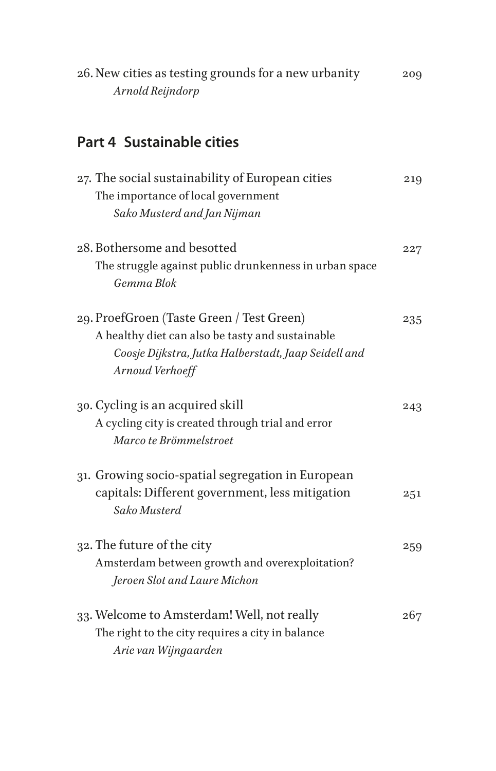26. New cities as testing grounds for a new urbanity 209
*Arnold Reijndorp*

## Part 4 Sustainable cities

27. The social sustainability of European cities 219
The importance of local government
*Sako Musterd and Jan Nijman*

28. Bothersome and besotted 227
The struggle against public drunkenness in urban space
*Gemma Blok*

29. ProefGroen (Taste Green / Test Green) 235
A healthy diet can also be tasty and sustainable
*Coosje Dijkstra, Jutka Halberstadt, Jaap Seidell and Arnoud Verhoeff*

30. Cycling is an acquired skill 243
A cycling city is created through trial and error
*Marco te Brömmelstroet*

31. Growing socio-spatial segregation in European capitals: Different government, less mitigation 251
*Sako Musterd*

32. The future of the city 259
Amsterdam between growth and overexploitation?
*Jeroen Slot and Laure Michon*

33. Welcome to Amsterdam! Well, not really 267
The right to the city requires a city in balance
*Arie van Wijngaarden*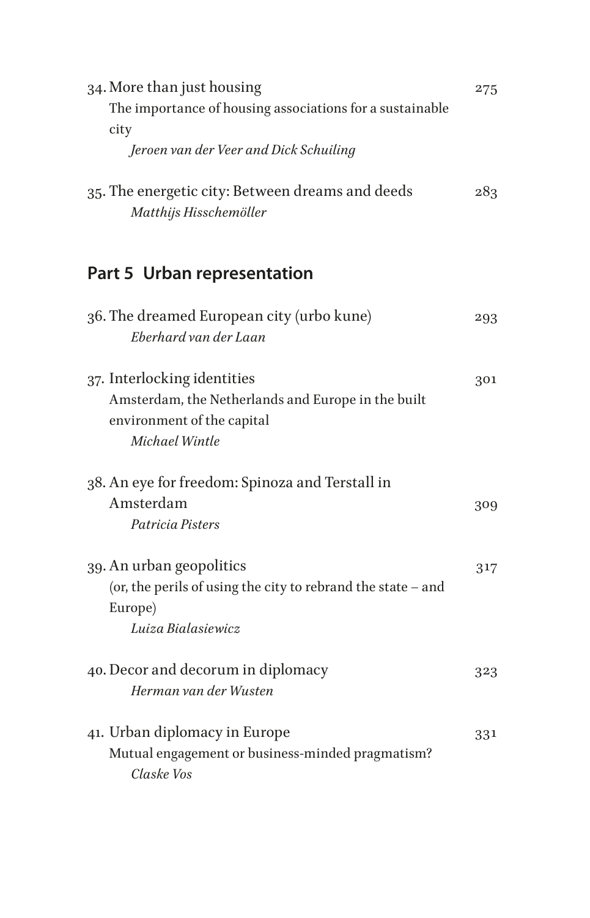34. More than just housing — 275
 The importance of housing associations for a sustainable city
 *Jeroen van der Veer and Dick Schuiling*

35. The energetic city: Between dreams and deeds — 283
 *Matthijs Hisschemöller*

## Part 5 Urban representation

36. The dreamed European city (urbo kune) — 293
 *Eberhard van der Laan*

37. Interlocking identities — 301
 Amsterdam, the Netherlands and Europe in the built environment of the capital
 *Michael Wintle*

38. An eye for freedom: Spinoza and Terstall in Amsterdam — 309
 *Patricia Pisters*

39. An urban geopolitics — 317
 (or, the perils of using the city to rebrand the state – and Europe)
 *Luiza Bialasiewicz*

40. Decor and decorum in diplomacy — 323
 *Herman van der Wusten*

41. Urban diplomacy in Europe — 331
 Mutual engagement or business-minded pragmatism?
 *Claske Vos*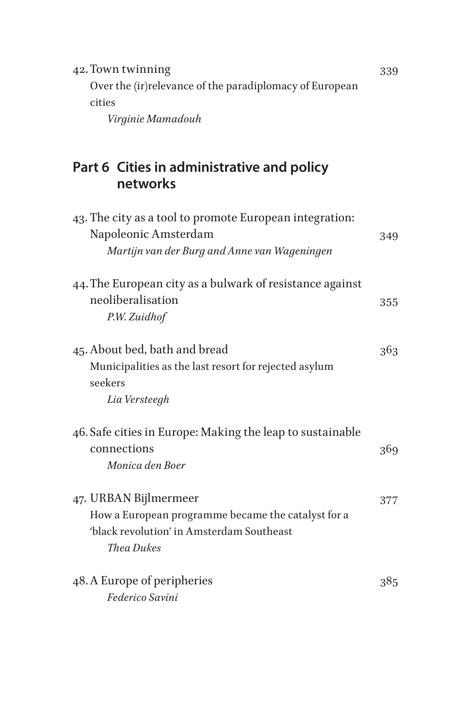42. Town twinning — 339
Over the (ir)relevance of the paradiplomacy of European cities
*Virginie Mamadouh*

## Part 6 Cities in administrative and policy networks

43. The city as a tool to promote European integration: Napoleonic Amsterdam — 349
*Martijn van der Burg and Anne van Wageningen*

44. The European city as a bulwark of resistance against neoliberalisation — 355
*P.W. Zuidhof*

45. About bed, bath and bread — 363
Municipalities as the last resort for rejected asylum seekers
*Lia Versteegh*

46. Safe cities in Europe: Making the leap to sustainable connections — 369
*Monica den Boer*

47. URBAN Bijlmermeer — 377
How a European programme became the catalyst for a 'black revolution' in Amsterdam Southeast
*Thea Dukes*

48. A Europe of peripheries — 385
*Federico Savini*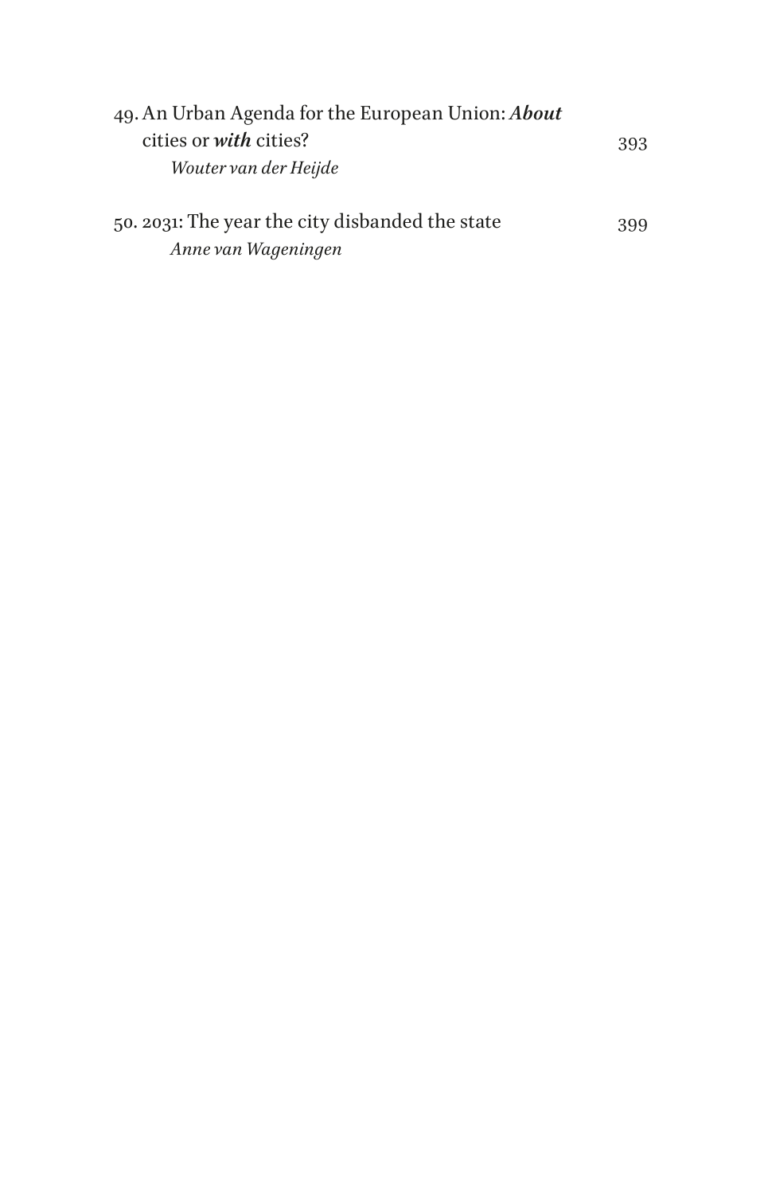49. An Urban Agenda for the European Union: ***About*** cities or ***with*** cities? 393
*Wouter van der Heijde*

50. 2031: The year the city disbanded the state 399
*Anne van Wageningen*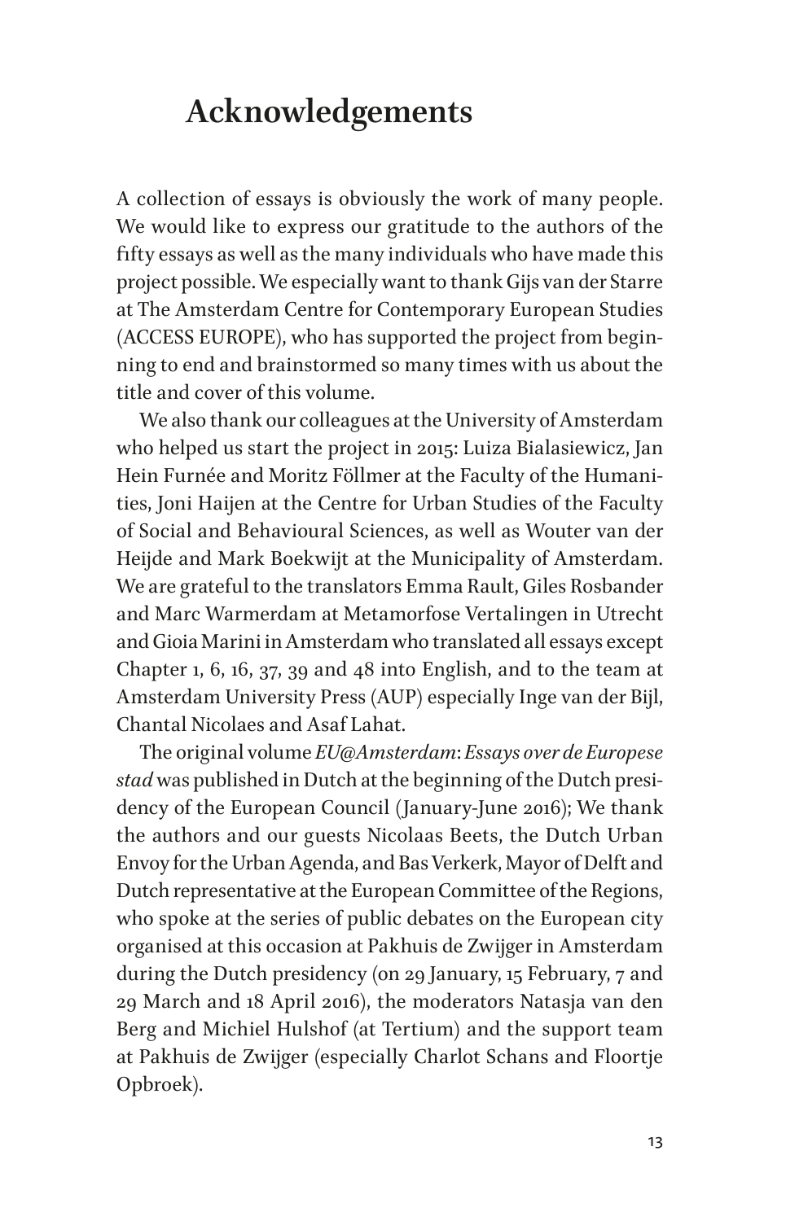# Acknowledgements

A collection of essays is obviously the work of many people. We would like to express our gratitude to the authors of the fifty essays as well as the many individuals who have made this project possible. We especially want to thank Gijs van der Starre at The Amsterdam Centre for Contemporary European Studies (ACCESS EUROPE), who has supported the project from beginning to end and brainstormed so many times with us about the title and cover of this volume.

We also thank our colleagues at the University of Amsterdam who helped us start the project in 2015: Luiza Bialasiewicz, Jan Hein Furnée and Moritz Föllmer at the Faculty of the Humanities, Joni Haijen at the Centre for Urban Studies of the Faculty of Social and Behavioural Sciences, as well as Wouter van der Heijde and Mark Boekwijt at the Municipality of Amsterdam. We are grateful to the translators Emma Rault, Giles Rosbander and Marc Warmerdam at Metamorfose Vertalingen in Utrecht and Gioia Marini in Amsterdam who translated all essays except Chapter 1, 6, 16, 37, 39 and 48 into English, and to the team at Amsterdam University Press (AUP) especially Inge van der Bijl, Chantal Nicolaes and Asaf Lahat.

The original volume *EU@Amsterdam*: *Essays over de Europese stad* was published in Dutch at the beginning of the Dutch presidency of the European Council (January-June 2016); We thank the authors and our guests Nicolaas Beets, the Dutch Urban Envoy for the Urban Agenda, and Bas Verkerk, Mayor of Delft and Dutch representative at the European Committee of the Regions, who spoke at the series of public debates on the European city organised at this occasion at Pakhuis de Zwijger in Amsterdam during the Dutch presidency (on 29 January, 15 February, 7 and 29 March and 18 April 2016), the moderators Natasja van den Berg and Michiel Hulshof (at Tertium) and the support team at Pakhuis de Zwijger (especially Charlot Schans and Floortje Opbroek).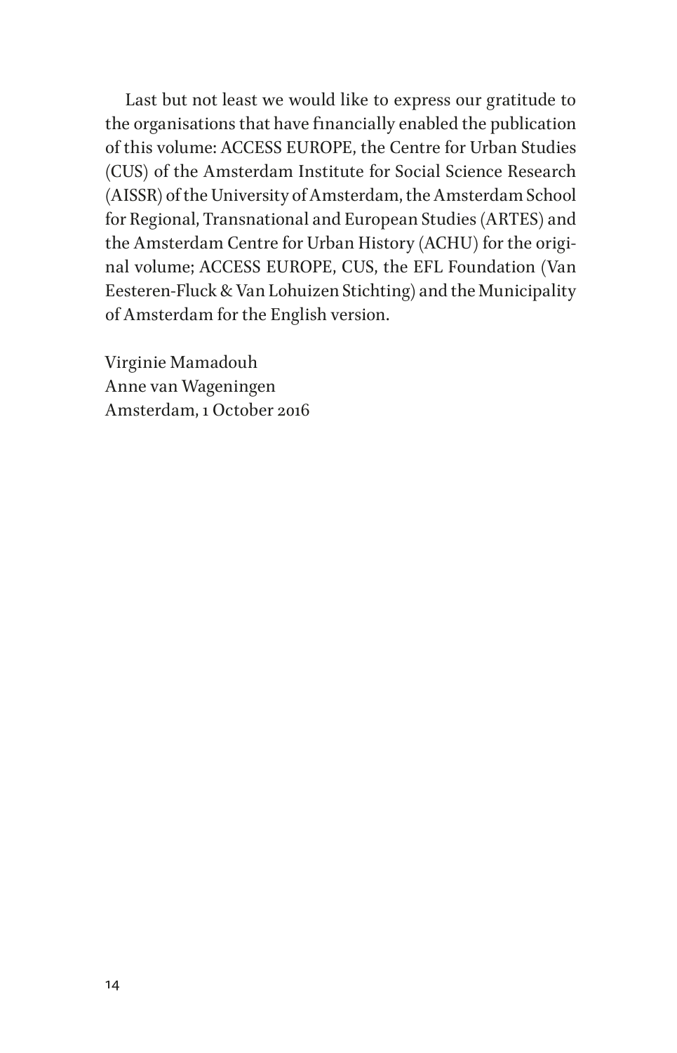Last but not least we would like to express our gratitude to the organisations that have financially enabled the publication of this volume: ACCESS EUROPE, the Centre for Urban Studies (CUS) of the Amsterdam Institute for Social Science Research (AISSR) of the University of Amsterdam, the Amsterdam School for Regional, Transnational and European Studies (ARTES) and the Amsterdam Centre for Urban History (ACHU) for the original volume; ACCESS EUROPE, CUS, the EFL Foundation (Van Eesteren-Fluck & Van Lohuizen Stichting) and the Municipality of Amsterdam for the English version.

Virginie Mamadouh  
Anne van Wageningen  
Amsterdam, 1 October 2016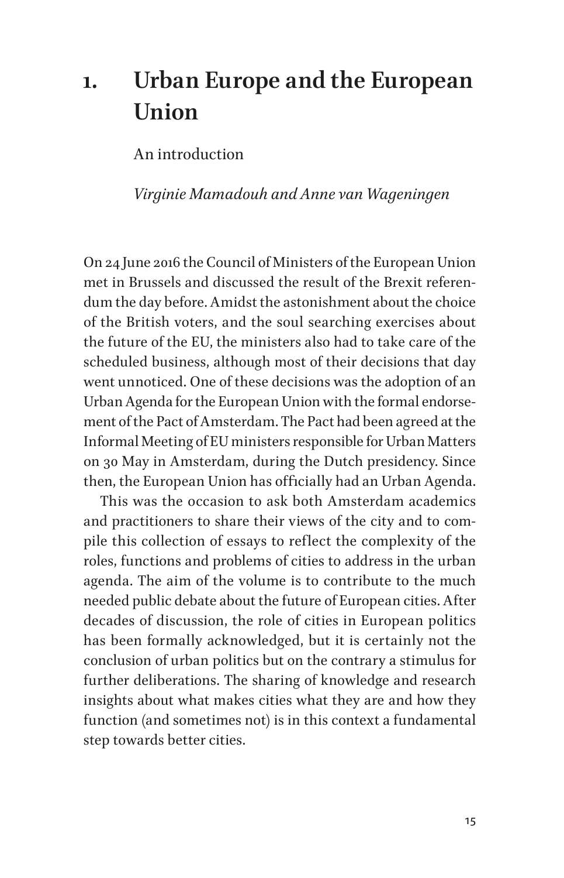# 1. Urban Europe and the European Union

An introduction

*Virginie Mamadouh and Anne van Wageningen*

On 24 June 2016 the Council of Ministers of the European Union met in Brussels and discussed the result of the Brexit referendum the day before. Amidst the astonishment about the choice of the British voters, and the soul searching exercises about the future of the EU, the ministers also had to take care of the scheduled business, although most of their decisions that day went unnoticed. One of these decisions was the adoption of an Urban Agenda for the European Union with the formal endorsement of the Pact of Amsterdam. The Pact had been agreed at the Informal Meeting of EU ministers responsible for Urban Matters on 30 May in Amsterdam, during the Dutch presidency. Since then, the European Union has officially had an Urban Agenda.

This was the occasion to ask both Amsterdam academics and practitioners to share their views of the city and to compile this collection of essays to reflect the complexity of the roles, functions and problems of cities to address in the urban agenda. The aim of the volume is to contribute to the much needed public debate about the future of European cities. After decades of discussion, the role of cities in European politics has been formally acknowledged, but it is certainly not the conclusion of urban politics but on the contrary a stimulus for further deliberations. The sharing of knowledge and research insights about what makes cities what they are and how they function (and sometimes not) is in this context a fundamental step towards better cities.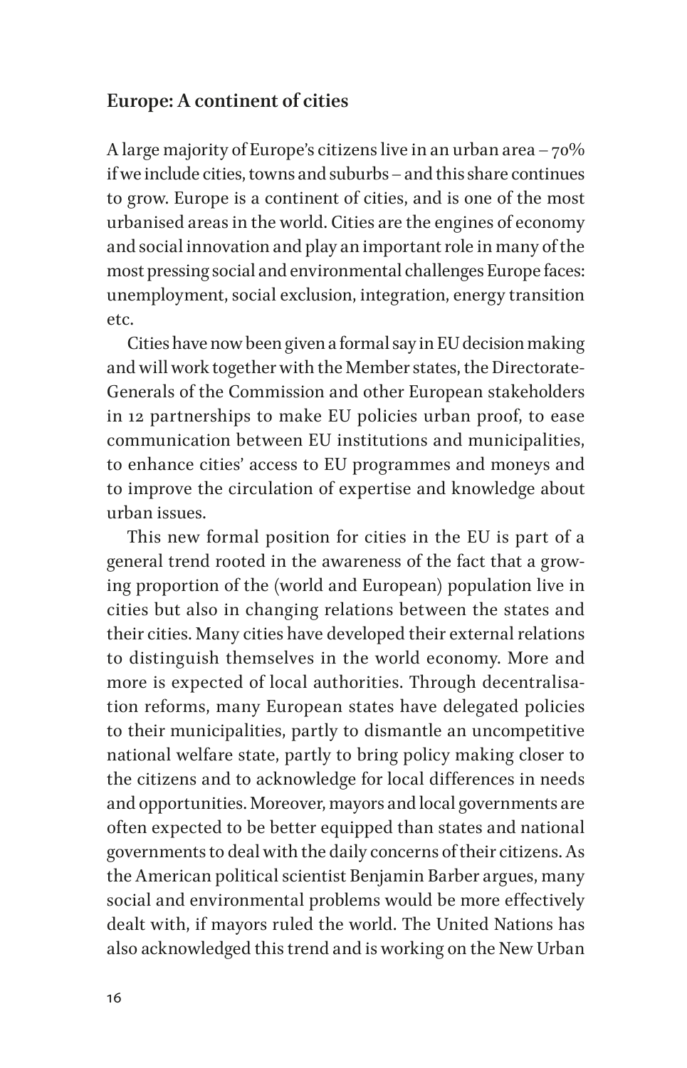## Europe: A continent of cities

A large majority of Europe's citizens live in an urban area – 70% if we include cities, towns and suburbs – and this share continues to grow. Europe is a continent of cities, and is one of the most urbanised areas in the world. Cities are the engines of economy and social innovation and play an important role in many of the most pressing social and environmental challenges Europe faces: unemployment, social exclusion, integration, energy transition etc.

Cities have now been given a formal say in EU decision making and will work together with the Member states, the Directorate-Generals of the Commission and other European stakeholders in 12 partnerships to make EU policies urban proof, to ease communication between EU institutions and municipalities, to enhance cities' access to EU programmes and moneys and to improve the circulation of expertise and knowledge about urban issues.

This new formal position for cities in the EU is part of a general trend rooted in the awareness of the fact that a growing proportion of the (world and European) population live in cities but also in changing relations between the states and their cities. Many cities have developed their external relations to distinguish themselves in the world economy. More and more is expected of local authorities. Through decentralisation reforms, many European states have delegated policies to their municipalities, partly to dismantle an uncompetitive national welfare state, partly to bring policy making closer to the citizens and to acknowledge for local differences in needs and opportunities. Moreover, mayors and local governments are often expected to be better equipped than states and national governments to deal with the daily concerns of their citizens. As the American political scientist Benjamin Barber argues, many social and environmental problems would be more effectively dealt with, if mayors ruled the world. The United Nations has also acknowledged this trend and is working on the New Urban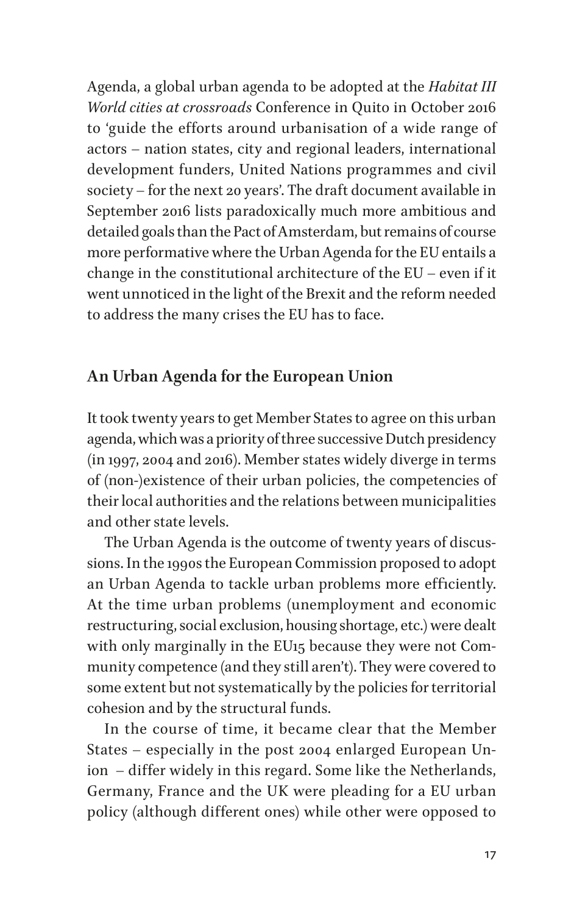Agenda, a global urban agenda to be adopted at the *Habitat III World cities at crossroads* Conference in Quito in October 2016 to 'guide the efforts around urbanisation of a wide range of actors – nation states, city and regional leaders, international development funders, United Nations programmes and civil society – for the next 20 years'. The draft document available in September 2016 lists paradoxically much more ambitious and detailed goals than the Pact of Amsterdam, but remains of course more performative where the Urban Agenda for the EU entails a change in the constitutional architecture of the EU – even if it went unnoticed in the light of the Brexit and the reform needed to address the many crises the EU has to face.

## An Urban Agenda for the European Union

It took twenty years to get Member States to agree on this urban agenda, which was a priority of three successive Dutch presidency (in 1997, 2004 and 2016). Member states widely diverge in terms of (non-)existence of their urban policies, the competencies of their local authorities and the relations between municipalities and other state levels.

The Urban Agenda is the outcome of twenty years of discussions. In the 1990s the European Commission proposed to adopt an Urban Agenda to tackle urban problems more efficiently. At the time urban problems (unemployment and economic restructuring, social exclusion, housing shortage, etc.) were dealt with only marginally in the EU15 because they were not Community competence (and they still aren't). They were covered to some extent but not systematically by the policies for territorial cohesion and by the structural funds.

In the course of time, it became clear that the Member States – especially in the post 2004 enlarged European Union – differ widely in this regard. Some like the Netherlands, Germany, France and the UK were pleading for a EU urban policy (although different ones) while other were opposed to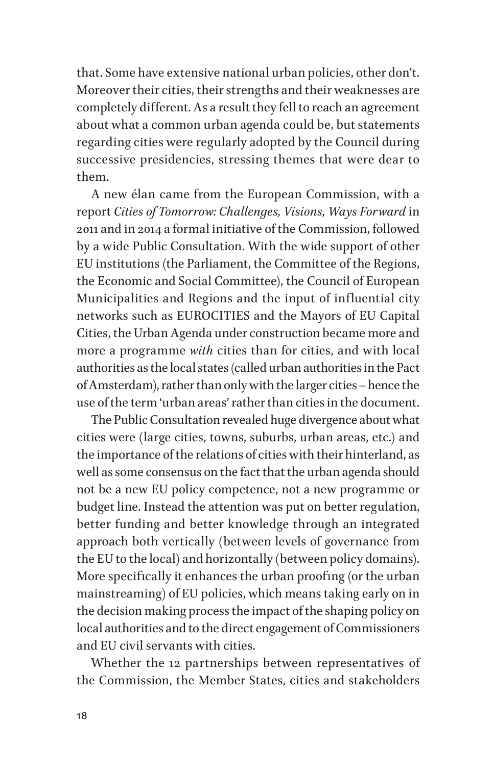that. Some have extensive national urban policies, other don't. Moreover their cities, their strengths and their weaknesses are completely different. As a result they fell to reach an agreement about what a common urban agenda could be, but statements regarding cities were regularly adopted by the Council during successive presidencies, stressing themes that were dear to them.

A new élan came from the European Commission, with a report *Cities of Tomorrow: Challenges, Visions, Ways Forward* in 2011 and in 2014 a formal initiative of the Commission, followed by a wide Public Consultation. With the wide support of other EU institutions (the Parliament, the Committee of the Regions, the Economic and Social Committee), the Council of European Municipalities and Regions and the input of influential city networks such as EUROCITIES and the Mayors of EU Capital Cities, the Urban Agenda under construction became more and more a programme *with* cities than for cities, and with local authorities as the local states (called urban authorities in the Pact of Amsterdam), rather than only with the larger cities – hence the use of the term 'urban areas' rather than cities in the document.

The Public Consultation revealed huge divergence about what cities were (large cities, towns, suburbs, urban areas, etc.) and the importance of the relations of cities with their hinterland, as well as some consensus on the fact that the urban agenda should not be a new EU policy competence, not a new programme or budget line. Instead the attention was put on better regulation, better funding and better knowledge through an integrated approach both vertically (between levels of governance from the EU to the local) and horizontally (between policy domains). More specifically it enhances the urban proofing (or the urban mainstreaming) of EU policies, which means taking early on in the decision making process the impact of the shaping policy on local authorities and to the direct engagement of Commissioners and EU civil servants with cities.

Whether the 12 partnerships between representatives of the Commission, the Member States, cities and stakeholders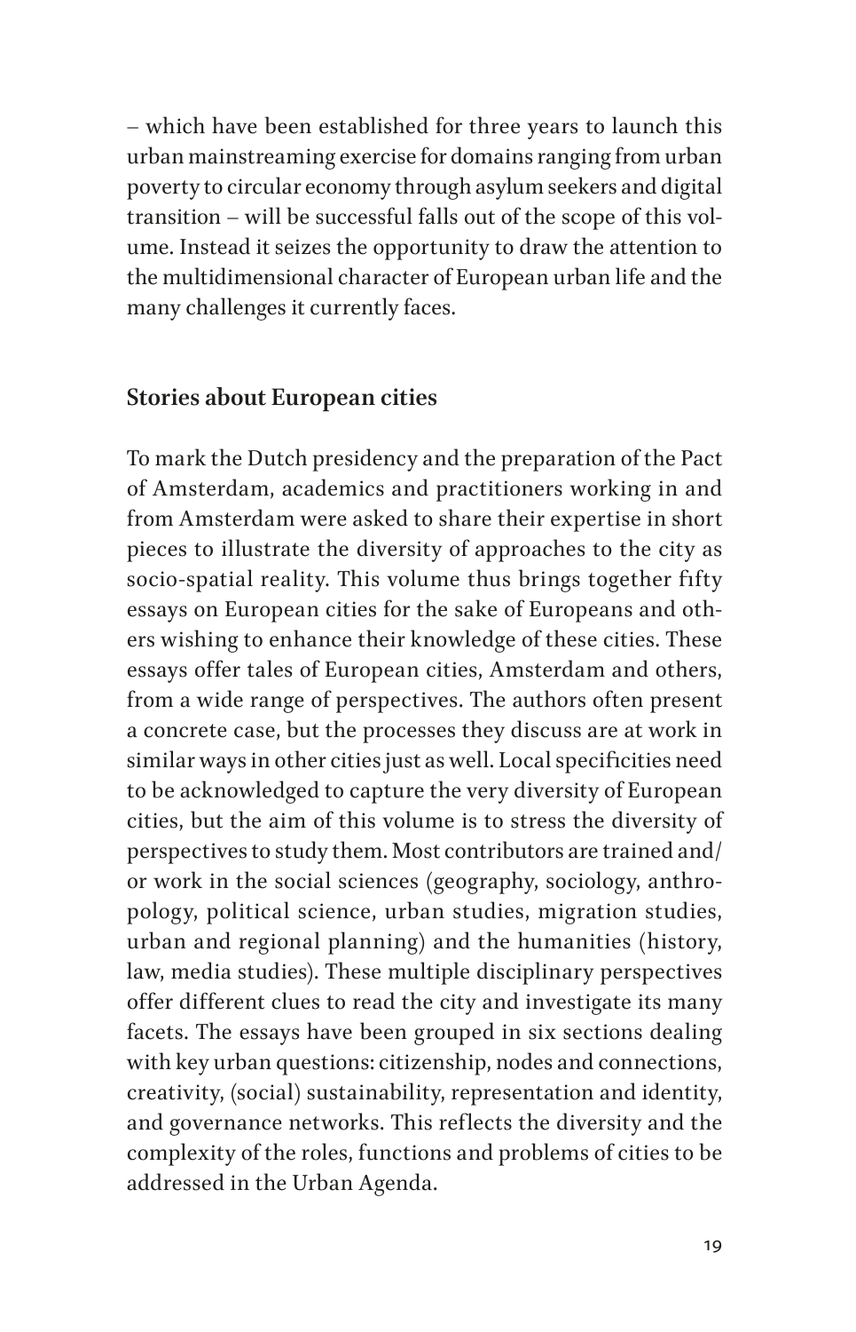– which have been established for three years to launch this urban mainstreaming exercise for domains ranging from urban poverty to circular economy through asylum seekers and digital transition – will be successful falls out of the scope of this volume. Instead it seizes the opportunity to draw the attention to the multidimensional character of European urban life and the many challenges it currently faces.

## Stories about European cities

To mark the Dutch presidency and the preparation of the Pact of Amsterdam, academics and practitioners working in and from Amsterdam were asked to share their expertise in short pieces to illustrate the diversity of approaches to the city as socio-spatial reality. This volume thus brings together fifty essays on European cities for the sake of Europeans and others wishing to enhance their knowledge of these cities. These essays offer tales of European cities, Amsterdam and others, from a wide range of perspectives. The authors often present a concrete case, but the processes they discuss are at work in similar ways in other cities just as well. Local specificities need to be acknowledged to capture the very diversity of European cities, but the aim of this volume is to stress the diversity of perspectives to study them. Most contributors are trained and/or work in the social sciences (geography, sociology, anthropology, political science, urban studies, migration studies, urban and regional planning) and the humanities (history, law, media studies). These multiple disciplinary perspectives offer different clues to read the city and investigate its many facets. The essays have been grouped in six sections dealing with key urban questions: citizenship, nodes and connections, creativity, (social) sustainability, representation and identity, and governance networks. This reflects the diversity and the complexity of the roles, functions and problems of cities to be addressed in the Urban Agenda.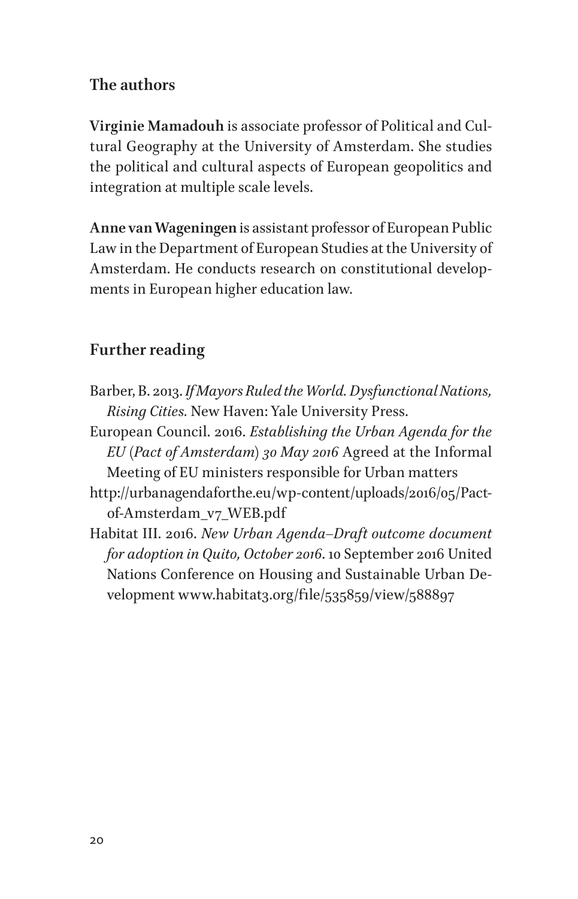## The authors

**Virginie Mamadouh** is associate professor of Political and Cultural Geography at the University of Amsterdam. She studies the political and cultural aspects of European geopolitics and integration at multiple scale levels.

**Anne van Wageningen** is assistant professor of European Public Law in the Department of European Studies at the University of Amsterdam. He conducts research on constitutional developments in European higher education law.

## Further reading

Barber, B. 2013. *If Mayors Ruled the World. Dysfunctional Nations, Rising Cities.* New Haven: Yale University Press.

European Council. 2016. *Establishing the Urban Agenda for the EU (Pact of Amsterdam) 30 May 2016* Agreed at the Informal Meeting of EU ministers responsible for Urban matters http://urbanagendaforthe.eu/wp-content/uploads/2016/05/Pact-of-Amsterdam_v7_WEB.pdf

Habitat III. 2016. *New Urban Agenda–Draft outcome document for adoption in Quito, October 2016*. 10 September 2016 United Nations Conference on Housing and Sustainable Urban Development www.habitat3.org/file/535859/view/588897